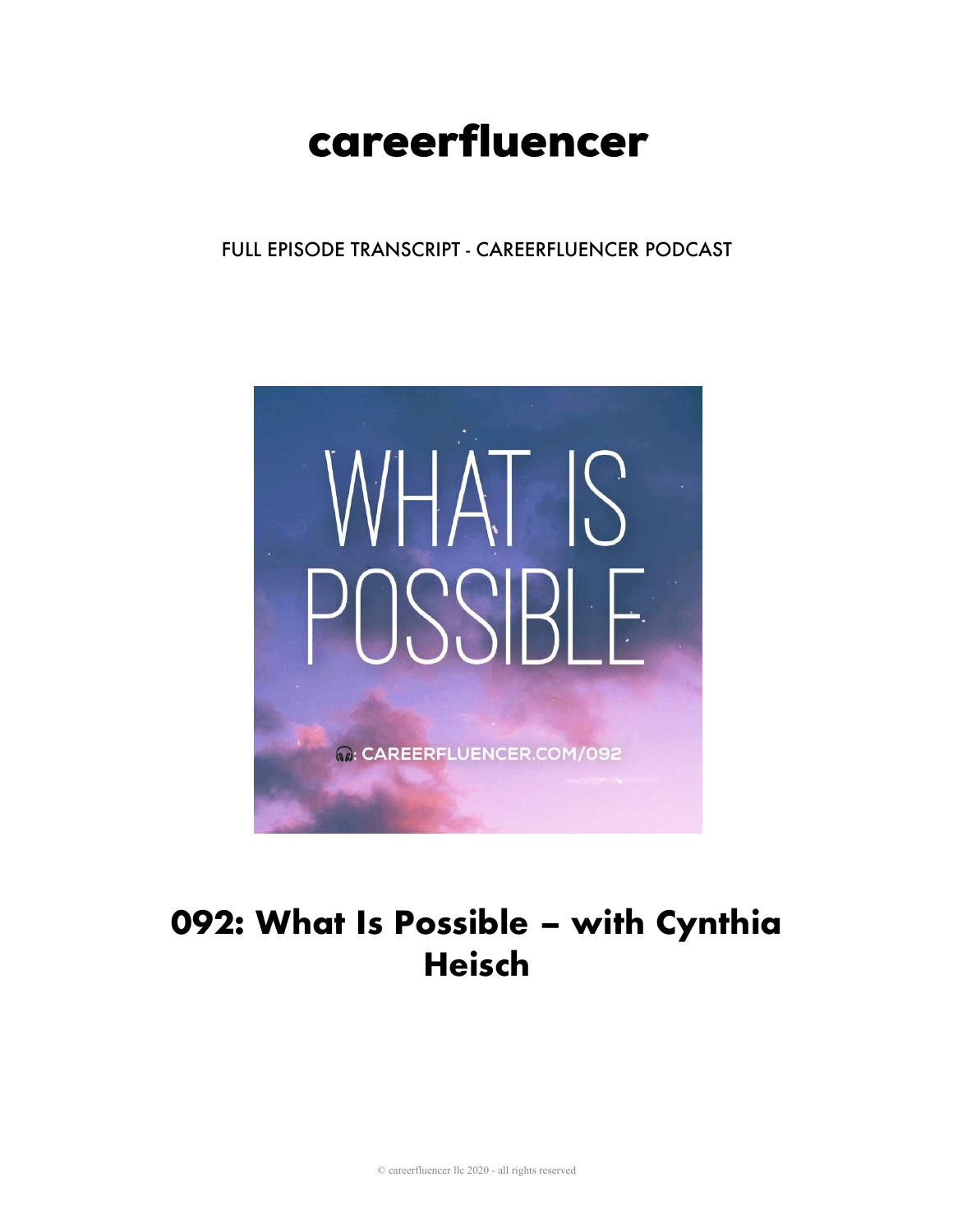# careerfluencer

FULL EPISODE TRANSCRIPT - CAREERFLUENCER PODCAST

WHAT IS POSSIBLE

CAREERFLUENCER.COM/092

## 092: What Is Possible – with Cynthia Heisch

© careerfluencer llc 2020 - all rights reserved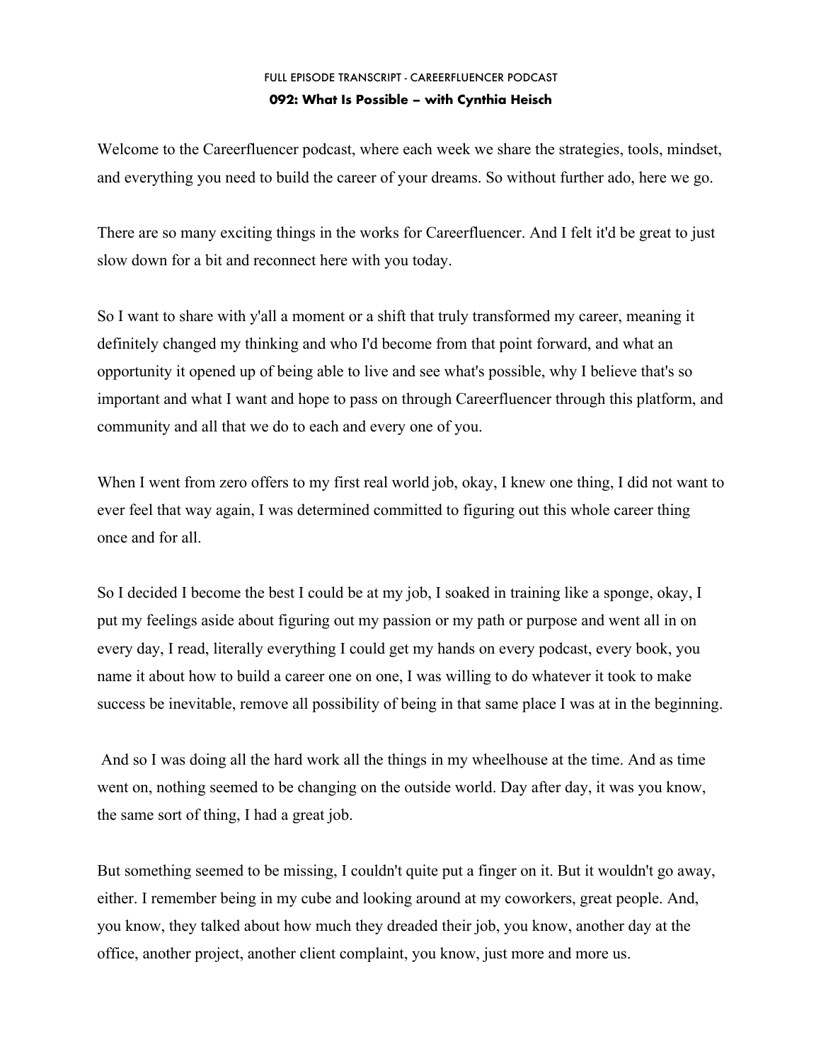FULL EPISODE TRANSCRIPT - CAREERFLUENCER PODCAST

**092: What Is Possible – with Cynthia Heisch**

Welcome to the Careerfluencer podcast, where each week we share the strategies, tools, mindset, and everything you need to build the career of your dreams. So without further ado, here we go.

There are so many exciting things in the works for Careerfluencer. And I felt it'd be great to just slow down for a bit and reconnect here with you today.

So I want to share with y'all a moment or a shift that truly transformed my career, meaning it definitely changed my thinking and who I'd become from that point forward, and what an opportunity it opened up of being able to live and see what's possible, why I believe that's so important and what I want and hope to pass on through Careerfluencer through this platform, and community and all that we do to each and every one of you.

When I went from zero offers to my first real world job, okay, I knew one thing, I did not want to ever feel that way again, I was determined committed to figuring out this whole career thing once and for all.

So I decided I become the best I could be at my job, I soaked in training like a sponge, okay, I put my feelings aside about figuring out my passion or my path or purpose and went all in on every day, I read, literally everything I could get my hands on every podcast, every book, you name it about how to build a career one on one, I was willing to do whatever it took to make success be inevitable, remove all possibility of being in that same place I was at in the beginning.

And so I was doing all the hard work all the things in my wheelhouse at the time. And as time went on, nothing seemed to be changing on the outside world. Day after day, it was you know, the same sort of thing, I had a great job.

But something seemed to be missing, I couldn't quite put a finger on it. But it wouldn't go away, either. I remember being in my cube and looking around at my coworkers, great people. And, you know, they talked about how much they dreaded their job, you know, another day at the office, another project, another client complaint, you know, just more and more us.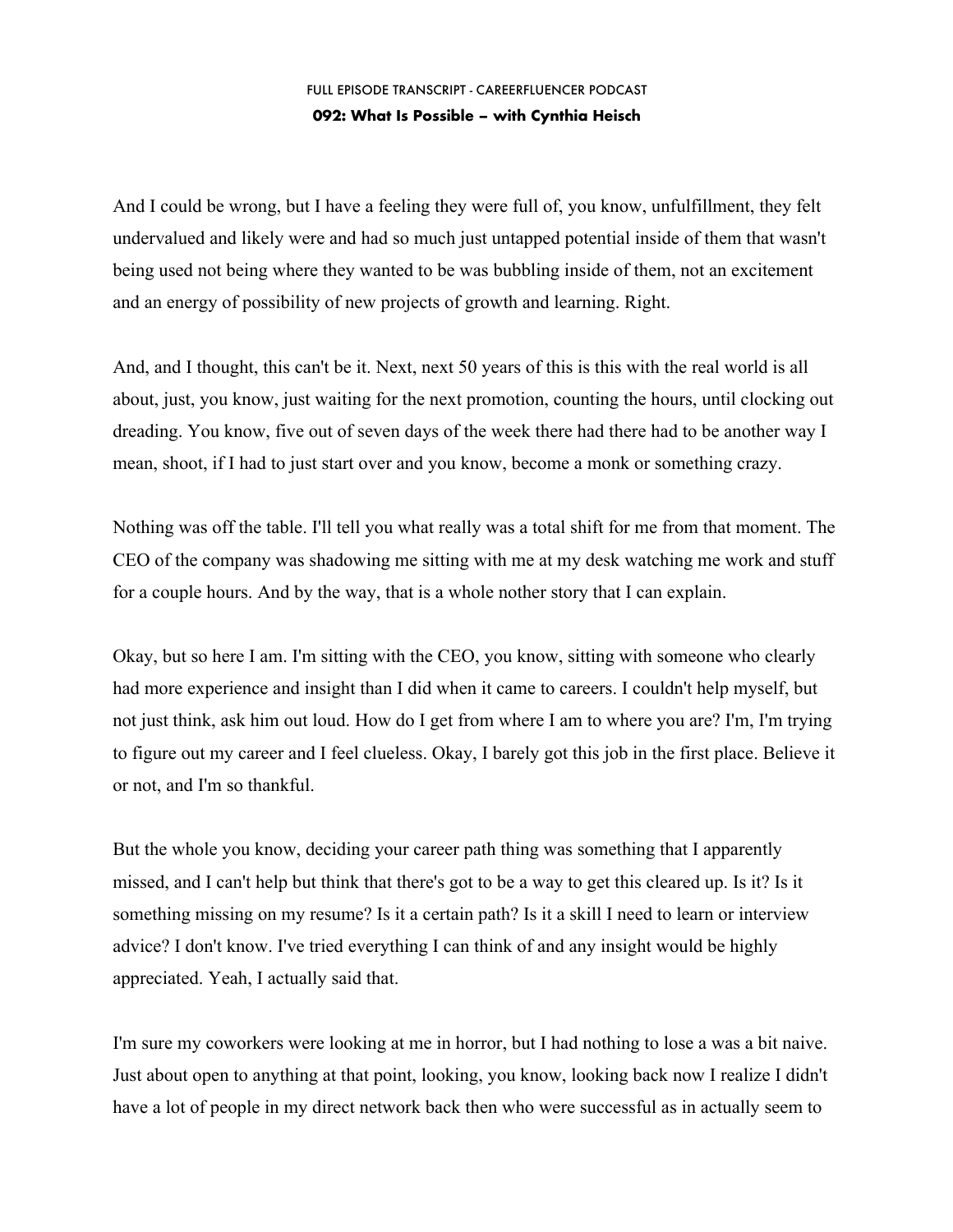And I could be wrong, but I have a feeling they were full of, you know, unfulfillment, they felt undervalued and likely were and had so much just untapped potential inside of them that wasn't being used not being where they wanted to be was bubbling inside of them, not an excitement and an energy of possibility of new projects of growth and learning. Right.

And, and I thought, this can't be it. Next, next 50 years of this is this with the real world is all about, just, you know, just waiting for the next promotion, counting the hours, until clocking out dreading. You know, five out of seven days of the week there had there had to be another way I mean, shoot, if I had to just start over and you know, become a monk or something crazy.

Nothing was off the table. I'll tell you what really was a total shift for me from that moment. The CEO of the company was shadowing me sitting with me at my desk watching me work and stuff for a couple hours. And by the way, that is a whole nother story that I can explain.

Okay, but so here I am. I'm sitting with the CEO, you know, sitting with someone who clearly had more experience and insight than I did when it came to careers. I couldn't help myself, but not just think, ask him out loud. How do I get from where I am to where you are? I'm, I'm trying to figure out my career and I feel clueless. Okay, I barely got this job in the first place. Believe it or not, and I'm so thankful.

But the whole you know, deciding your career path thing was something that I apparently missed, and I can't help but think that there's got to be a way to get this cleared up. Is it? Is it something missing on my resume? Is it a certain path? Is it a skill I need to learn or interview advice? I don't know. I've tried everything I can think of and any insight would be highly appreciated. Yeah, I actually said that.

I'm sure my coworkers were looking at me in horror, but I had nothing to lose a was a bit naive. Just about open to anything at that point, looking, you know, looking back now I realize I didn't have a lot of people in my direct network back then who were successful as in actually seem to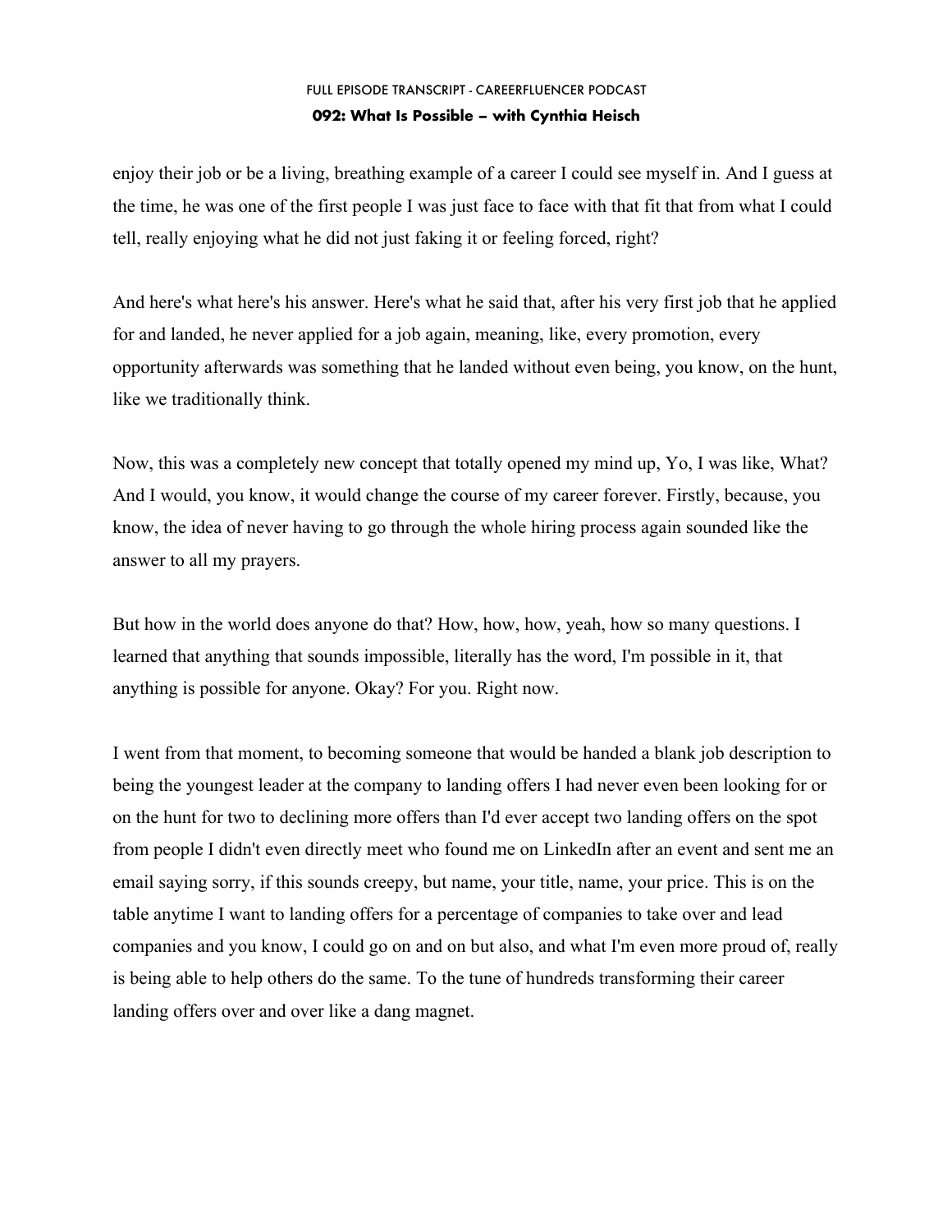enjoy their job or be a living, breathing example of a career I could see myself in. And I guess at the time, he was one of the first people I was just face to face with that fit that from what I could tell, really enjoying what he did not just faking it or feeling forced, right?

And here's what here's his answer. Here's what he said that, after his very first job that he applied for and landed, he never applied for a job again, meaning, like, every promotion, every opportunity afterwards was something that he landed without even being, you know, on the hunt, like we traditionally think.

Now, this was a completely new concept that totally opened my mind up, Yo, I was like, What? And I would, you know, it would change the course of my career forever. Firstly, because, you know, the idea of never having to go through the whole hiring process again sounded like the answer to all my prayers.

But how in the world does anyone do that? How, how, how, yeah, how so many questions. I learned that anything that sounds impossible, literally has the word, I'm possible in it, that anything is possible for anyone. Okay? For you. Right now.

I went from that moment, to becoming someone that would be handed a blank job description to being the youngest leader at the company to landing offers I had never even been looking for or on the hunt for two to declining more offers than I'd ever accept two landing offers on the spot from people I didn't even directly meet who found me on LinkedIn after an event and sent me an email saying sorry, if this sounds creepy, but name, your title, name, your price. This is on the table anytime I want to landing offers for a percentage of companies to take over and lead companies and you know, I could go on and on but also, and what I'm even more proud of, really is being able to help others do the same. To the tune of hundreds transforming their career landing offers over and over like a dang magnet.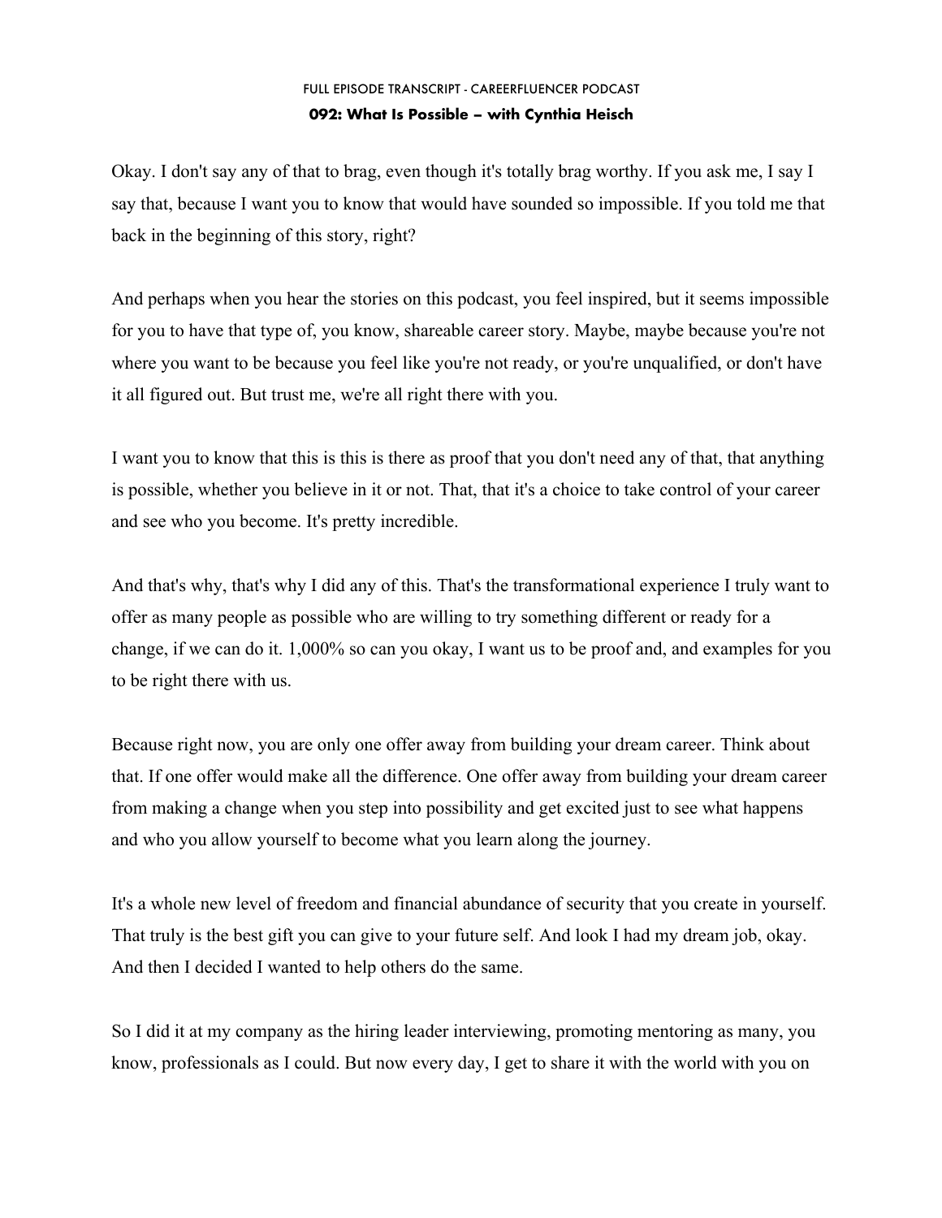Okay. I don't say any of that to brag, even though it's totally brag worthy. If you ask me, I say I say that, because I want you to know that would have sounded so impossible. If you told me that back in the beginning of this story, right?

And perhaps when you hear the stories on this podcast, you feel inspired, but it seems impossible for you to have that type of, you know, shareable career story. Maybe, maybe because you're not where you want to be because you feel like you're not ready, or you're unqualified, or don't have it all figured out. But trust me, we're all right there with you.

I want you to know that this is this is there as proof that you don't need any of that, that anything is possible, whether you believe in it or not. That, that it's a choice to take control of your career and see who you become. It's pretty incredible.

And that's why, that's why I did any of this. That's the transformational experience I truly want to offer as many people as possible who are willing to try something different or ready for a change, if we can do it. 1,000% so can you okay, I want us to be proof and, and examples for you to be right there with us.

Because right now, you are only one offer away from building your dream career. Think about that. If one offer would make all the difference. One offer away from building your dream career from making a change when you step into possibility and get excited just to see what happens and who you allow yourself to become what you learn along the journey.

It's a whole new level of freedom and financial abundance of security that you create in yourself. That truly is the best gift you can give to your future self. And look I had my dream job, okay. And then I decided I wanted to help others do the same.

So I did it at my company as the hiring leader interviewing, promoting mentoring as many, you know, professionals as I could. But now every day, I get to share it with the world with you on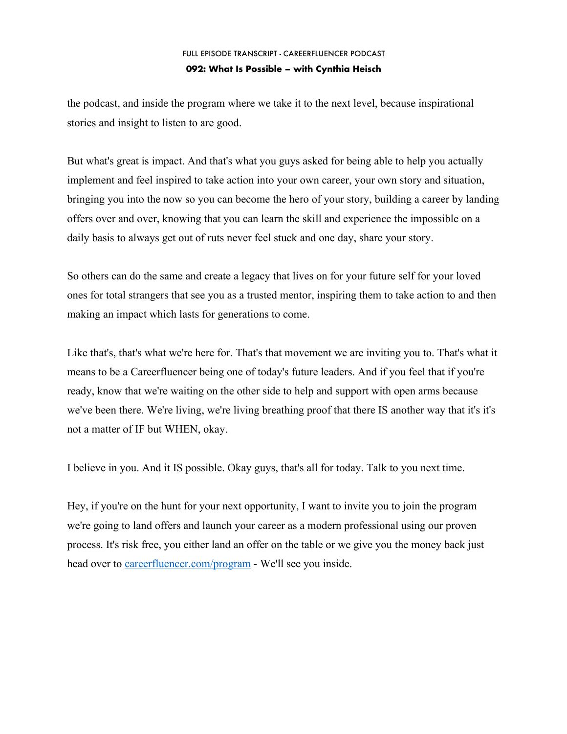the podcast, and inside the program where we take it to the next level, because inspirational stories and insight to listen to are good.

But what's great is impact. And that's what you guys asked for being able to help you actually implement and feel inspired to take action into your own career, your own story and situation, bringing you into the now so you can become the hero of your story, building a career by landing offers over and over, knowing that you can learn the skill and experience the impossible on a daily basis to always get out of ruts never feel stuck and one day, share your story.

So others can do the same and create a legacy that lives on for your future self for your loved ones for total strangers that see you as a trusted mentor, inspiring them to take action to and then making an impact which lasts for generations to come.

Like that's, that's what we're here for. That's that movement we are inviting you to. That's what it means to be a Careerfluencer being one of today's future leaders. And if you feel that if you're ready, know that we're waiting on the other side to help and support with open arms because we've been there. We're living, we're living breathing proof that there IS another way that it's it's not a matter of IF but WHEN, okay.

I believe in you. And it IS possible. Okay guys, that's all for today. Talk to you next time.

Hey, if you're on the hunt for your next opportunity, I want to invite you to join the program we're going to land offers and launch your career as a modern professional using our proven process. It's risk free, you either land an offer on the table or we give you the money back just head over to [careerfluencer.com/program](careerfluencer.com/program) - We'll see you inside.